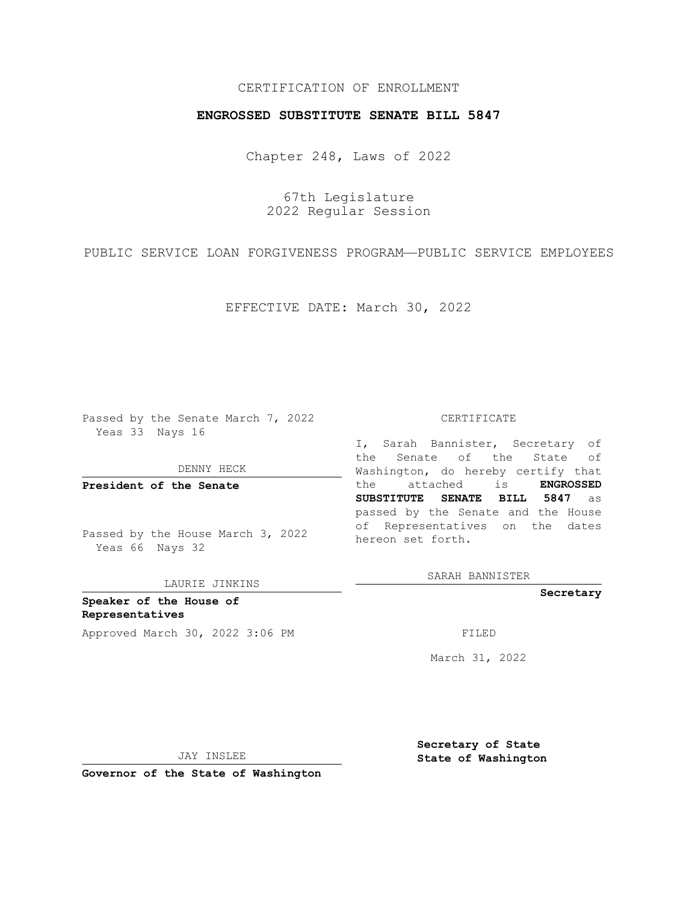CERTIFICATION OF ENROLLMENT

**ENGROSSED SUBSTITUTE SENATE BILL 5847**

Chapter 248, Laws of 2022

67th Legislature
2022 Regular Session

PUBLIC SERVICE LOAN FORGIVENESS PROGRAM—PUBLIC SERVICE EMPLOYEES

EFFECTIVE DATE: March 30, 2022

Passed by the Senate March 7, 2022
Yeas 33 Nays 16

DENNY HECK

**President of the Senate**

Passed by the House March 3, 2022
Yeas 66 Nays 32

LAURIE JINKINS

**Speaker of the House of Representatives**

Approved March 30, 2022 3:06 PM

JAY INSLEE

**Governor of the State of Washington**

CERTIFICATE

I, Sarah Bannister, Secretary of the Senate of the State of Washington, do hereby certify that the attached is **ENGROSSED SUBSTITUTE SENATE BILL 5847** as passed by the Senate and the House of Representatives on the dates hereon set forth.

SARAH BANNISTER

**Secretary**

FILED

March 31, 2022

**Secretary of State**
**State of Washington**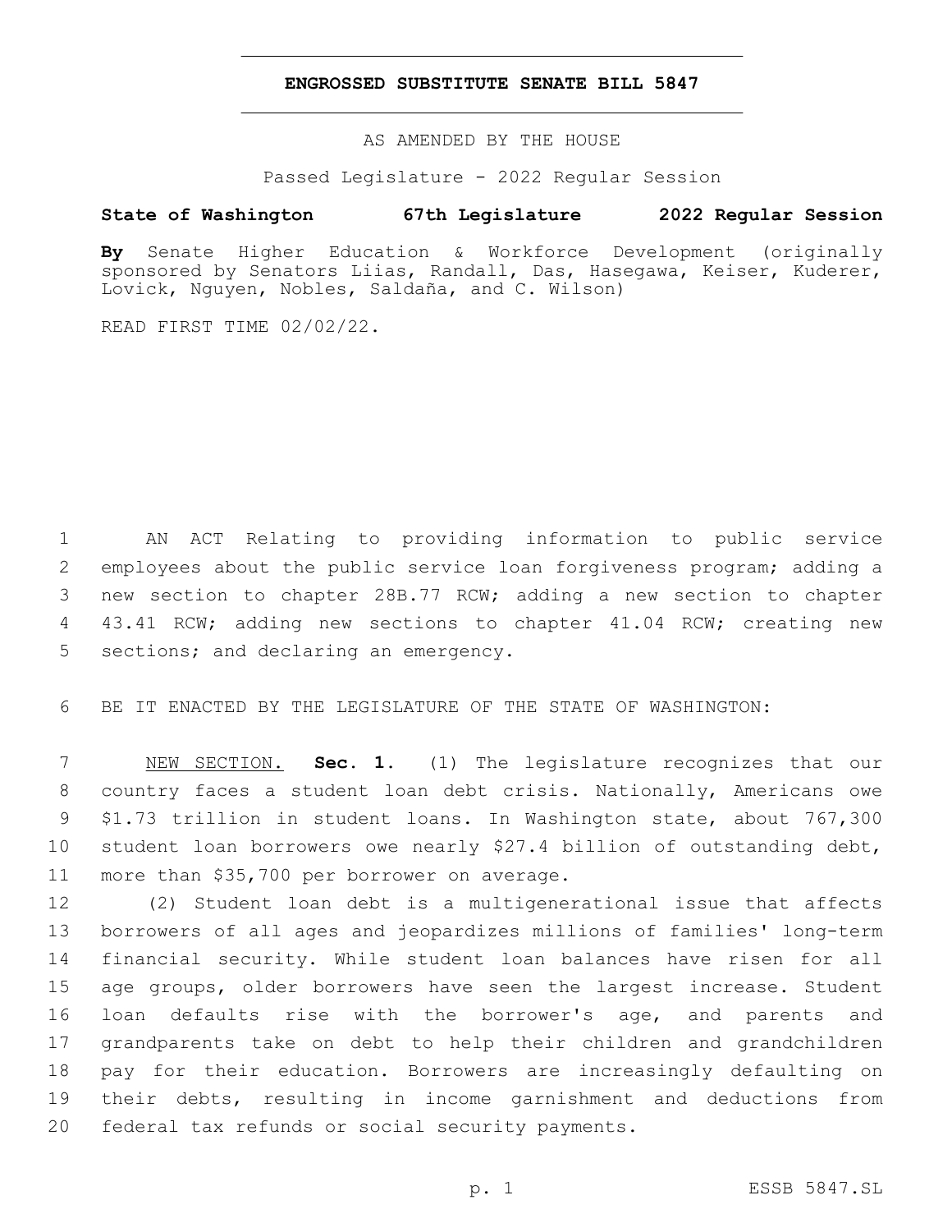**ENGROSSED SUBSTITUTE SENATE BILL 5847**

AS AMENDED BY THE HOUSE

Passed Legislature - 2022 Regular Session

**State of Washington 67th Legislature 2022 Regular Session**

**By** Senate Higher Education & Workforce Development (originally sponsored by Senators Liias, Randall, Das, Hasegawa, Keiser, Kuderer, Lovick, Nguyen, Nobles, Saldaña, and C. Wilson)

READ FIRST TIME 02/02/22.

AN ACT Relating to providing information to public service employees about the public service loan forgiveness program; adding a new section to chapter 28B.77 RCW; adding a new section to chapter 43.41 RCW; adding new sections to chapter 41.04 RCW; creating new sections; and declaring an emergency.

BE IT ENACTED BY THE LEGISLATURE OF THE STATE OF WASHINGTON:

NEW SECTION. **Sec. 1.** (1) The legislature recognizes that our country faces a student loan debt crisis. Nationally, Americans owe $1.73 trillion in student loans. In Washington state, about 767,300 student loan borrowers owe nearly $27.4 billion of outstanding debt, more than $35,700 per borrower on average.

(2) Student loan debt is a multigenerational issue that affects borrowers of all ages and jeopardizes millions of families' long-term financial security. While student loan balances have risen for all age groups, older borrowers have seen the largest increase. Student loan defaults rise with the borrower's age, and parents and grandparents take on debt to help their children and grandchildren pay for their education. Borrowers are increasingly defaulting on their debts, resulting in income garnishment and deductions from federal tax refunds or social security payments.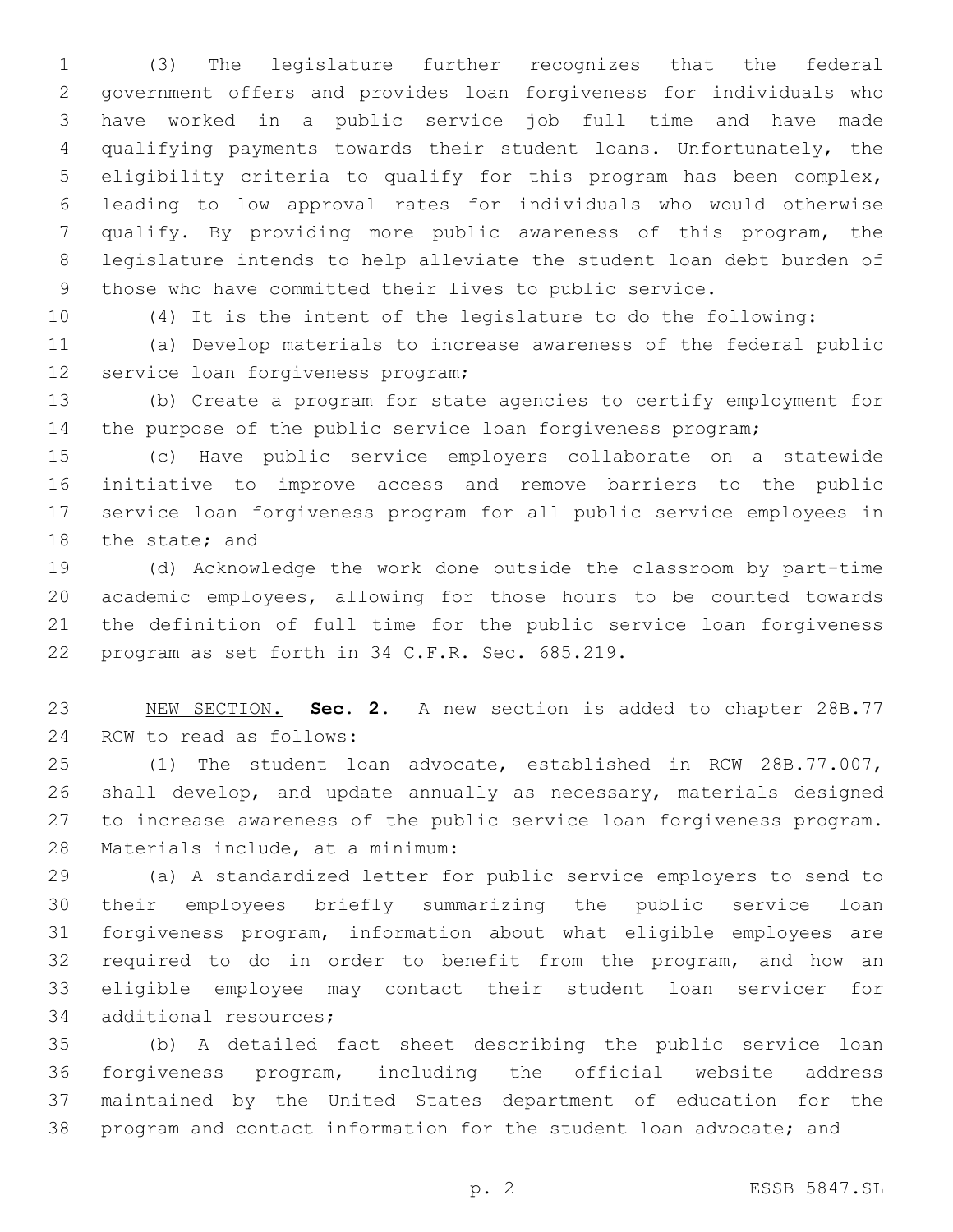(3) The legislature further recognizes that the federal government offers and provides loan forgiveness for individuals who have worked in a public service job full time and have made qualifying payments towards their student loans. Unfortunately, the eligibility criteria to qualify for this program has been complex, leading to low approval rates for individuals who would otherwise qualify. By providing more public awareness of this program, the legislature intends to help alleviate the student loan debt burden of those who have committed their lives to public service.

(4) It is the intent of the legislature to do the following:

(a) Develop materials to increase awareness of the federal public service loan forgiveness program;

(b) Create a program for state agencies to certify employment for the purpose of the public service loan forgiveness program;

(c) Have public service employers collaborate on a statewide initiative to improve access and remove barriers to the public service loan forgiveness program for all public service employees in the state; and

(d) Acknowledge the work done outside the classroom by part-time academic employees, allowing for those hours to be counted towards the definition of full time for the public service loan forgiveness program as set forth in 34 C.F.R. Sec. 685.219.

NEW SECTION. **Sec. 2.** A new section is added to chapter 28B.77 RCW to read as follows:

(1) The student loan advocate, established in RCW 28B.77.007, shall develop, and update annually as necessary, materials designed to increase awareness of the public service loan forgiveness program. Materials include, at a minimum:

(a) A standardized letter for public service employers to send to their employees briefly summarizing the public service loan forgiveness program, information about what eligible employees are required to do in order to benefit from the program, and how an eligible employee may contact their student loan servicer for additional resources;

(b) A detailed fact sheet describing the public service loan forgiveness program, including the official website address maintained by the United States department of education for the program and contact information for the student loan advocate; and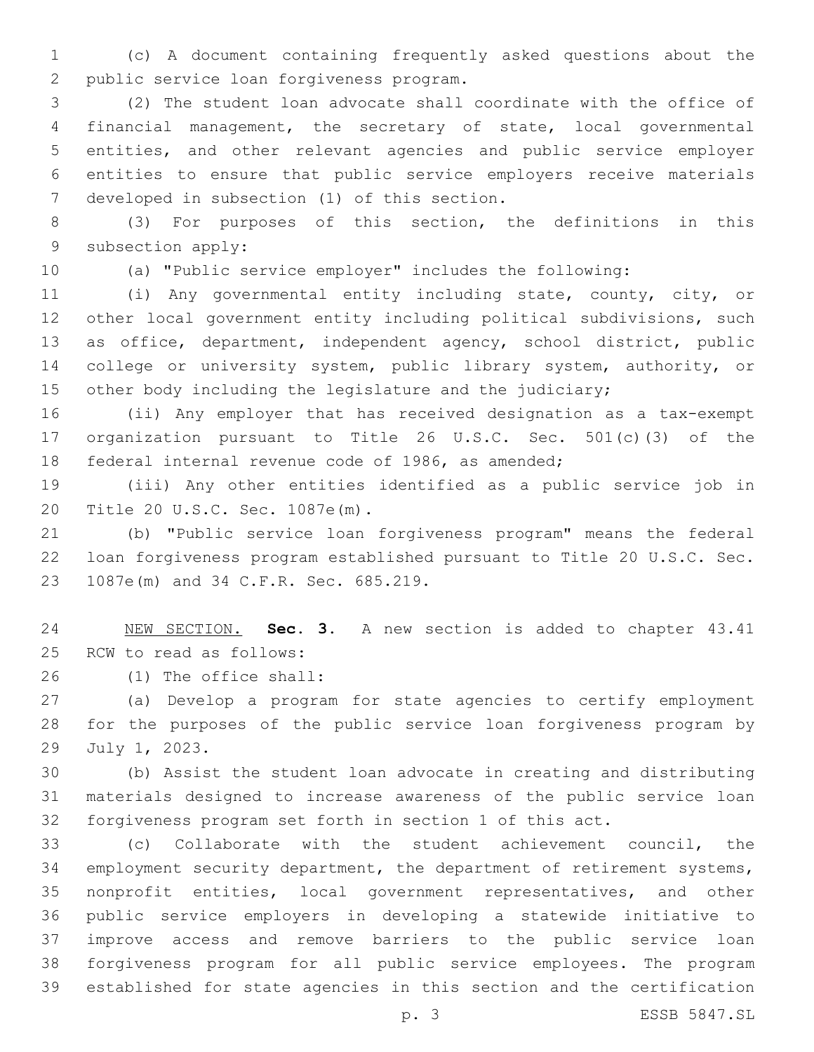(c) A document containing frequently asked questions about the public service loan forgiveness program.

(2) The student loan advocate shall coordinate with the office of financial management, the secretary of state, local governmental entities, and other relevant agencies and public service employer entities to ensure that public service employers receive materials developed in subsection (1) of this section.

(3) For purposes of this section, the definitions in this subsection apply:

(a) "Public service employer" includes the following:

(i) Any governmental entity including state, county, city, or other local government entity including political subdivisions, such as office, department, independent agency, school district, public college or university system, public library system, authority, or other body including the legislature and the judiciary;

(ii) Any employer that has received designation as a tax-exempt organization pursuant to Title 26 U.S.C. Sec. 501(c)(3) of the federal internal revenue code of 1986, as amended;

(iii) Any other entities identified as a public service job in Title 20 U.S.C. Sec. 1087e(m).

(b) "Public service loan forgiveness program" means the federal loan forgiveness program established pursuant to Title 20 U.S.C. Sec. 1087e(m) and 34 C.F.R. Sec. 685.219.

NEW SECTION. **Sec. 3.** A new section is added to chapter 43.41 RCW to read as follows:

(1) The office shall:

(a) Develop a program for state agencies to certify employment for the purposes of the public service loan forgiveness program by July 1, 2023.

(b) Assist the student loan advocate in creating and distributing materials designed to increase awareness of the public service loan forgiveness program set forth in section 1 of this act.

(c) Collaborate with the student achievement council, the employment security department, the department of retirement systems, nonprofit entities, local government representatives, and other public service employers in developing a statewide initiative to improve access and remove barriers to the public service loan forgiveness program for all public service employees. The program established for state agencies in this section and the certification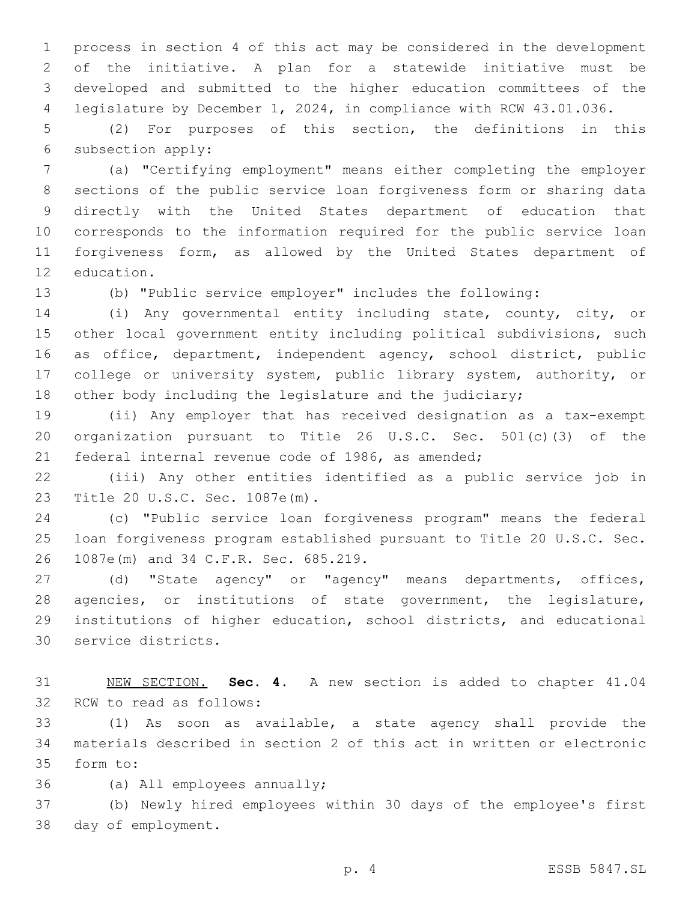process in section 4 of this act may be considered in the development of the initiative. A plan for a statewide initiative must be developed and submitted to the higher education committees of the legislature by December 1, 2024, in compliance with RCW 43.01.036.

(2) For purposes of this section, the definitions in this subsection apply:

(a) "Certifying employment" means either completing the employer sections of the public service loan forgiveness form or sharing data directly with the United States department of education that corresponds to the information required for the public service loan forgiveness form, as allowed by the United States department of education.

(b) "Public service employer" includes the following:

(i) Any governmental entity including state, county, city, or other local government entity including political subdivisions, such as office, department, independent agency, school district, public college or university system, public library system, authority, or other body including the legislature and the judiciary;

(ii) Any employer that has received designation as a tax-exempt organization pursuant to Title 26 U.S.C. Sec. 501(c)(3) of the federal internal revenue code of 1986, as amended;

(iii) Any other entities identified as a public service job in Title 20 U.S.C. Sec. 1087e(m).

(c) "Public service loan forgiveness program" means the federal loan forgiveness program established pursuant to Title 20 U.S.C. Sec. 1087e(m) and 34 C.F.R. Sec. 685.219.

(d) "State agency" or "agency" means departments, offices, agencies, or institutions of state government, the legislature, institutions of higher education, school districts, and educational service districts.

NEW SECTION. **Sec. 4.** A new section is added to chapter 41.04 RCW to read as follows:

(1) As soon as available, a state agency shall provide the materials described in section 2 of this act in written or electronic form to:

(a) All employees annually;

(b) Newly hired employees within 30 days of the employee's first day of employment.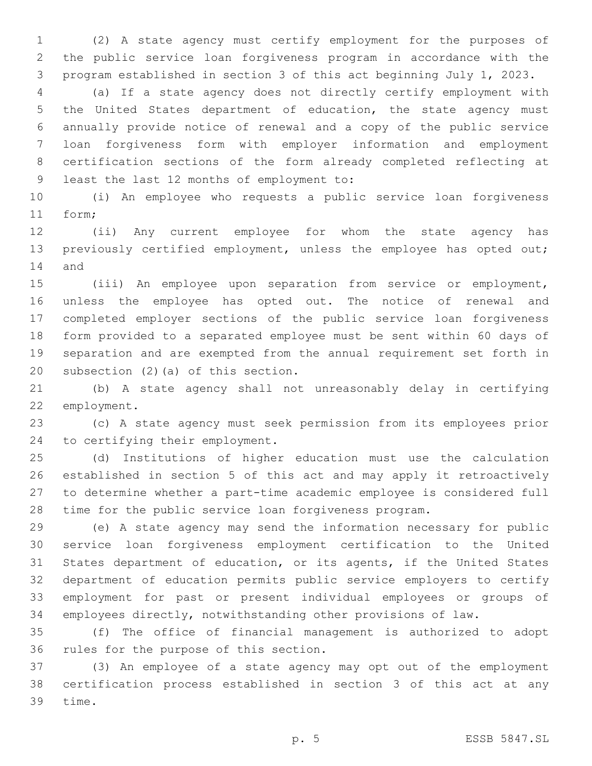(2) A state agency must certify employment for the purposes of the public service loan forgiveness program in accordance with the program established in section 3 of this act beginning July 1, 2023.

(a) If a state agency does not directly certify employment with the United States department of education, the state agency must annually provide notice of renewal and a copy of the public service loan forgiveness form with employer information and employment certification sections of the form already completed reflecting at least the last 12 months of employment to:

(i) An employee who requests a public service loan forgiveness form;

(ii) Any current employee for whom the state agency has previously certified employment, unless the employee has opted out; and

(iii) An employee upon separation from service or employment, unless the employee has opted out. The notice of renewal and completed employer sections of the public service loan forgiveness form provided to a separated employee must be sent within 60 days of separation and are exempted from the annual requirement set forth in subsection (2)(a) of this section.

(b) A state agency shall not unreasonably delay in certifying employment.

(c) A state agency must seek permission from its employees prior to certifying their employment.

(d) Institutions of higher education must use the calculation established in section 5 of this act and may apply it retroactively to determine whether a part-time academic employee is considered full time for the public service loan forgiveness program.

(e) A state agency may send the information necessary for public service loan forgiveness employment certification to the United States department of education, or its agents, if the United States department of education permits public service employers to certify employment for past or present individual employees or groups of employees directly, notwithstanding other provisions of law.

(f) The office of financial management is authorized to adopt rules for the purpose of this section.

(3) An employee of a state agency may opt out of the employment certification process established in section 3 of this act at any time.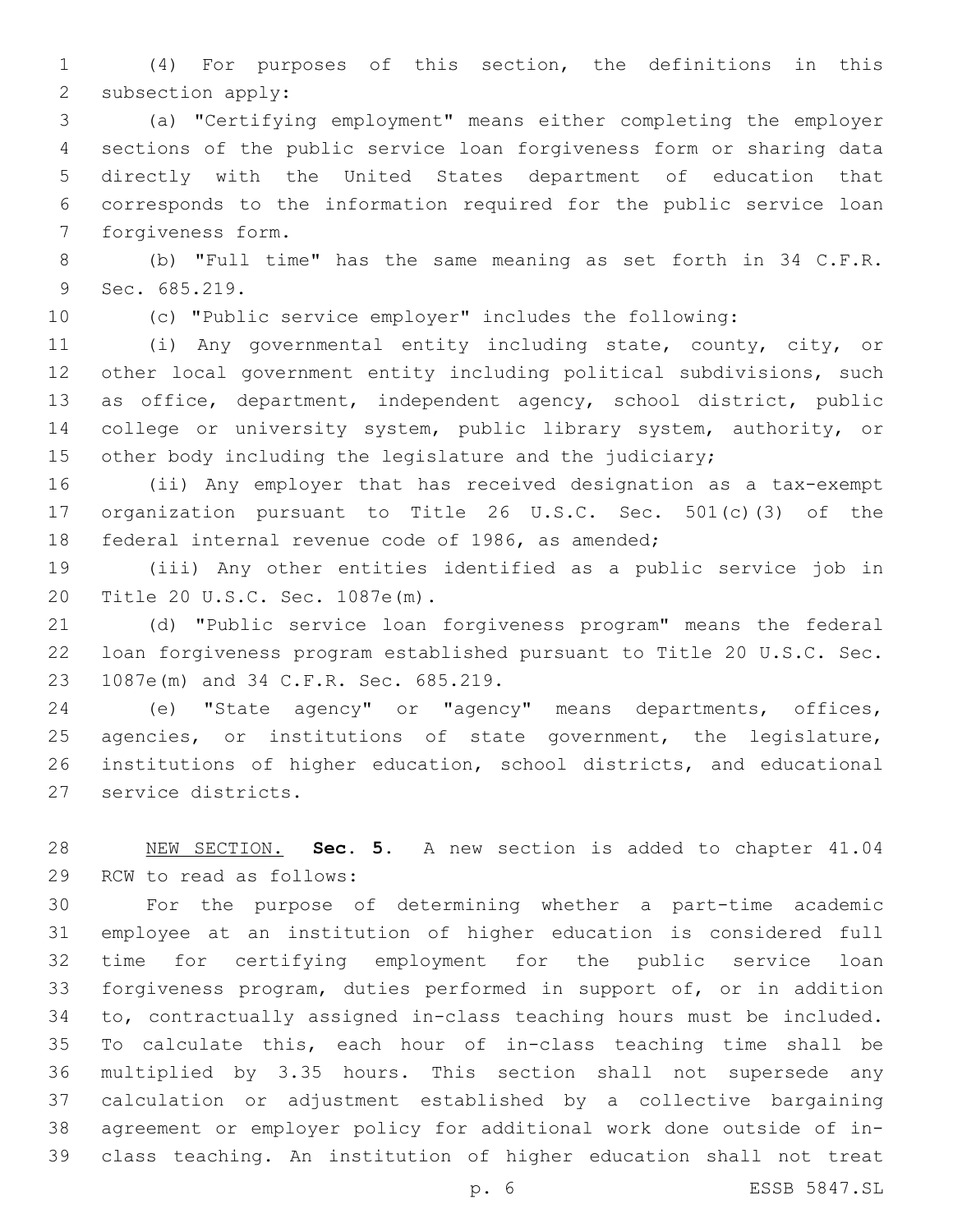(4) For purposes of this section, the definitions in this subsection apply:

(a) "Certifying employment" means either completing the employer sections of the public service loan forgiveness form or sharing data directly with the United States department of education that corresponds to the information required for the public service loan forgiveness form.

(b) "Full time" has the same meaning as set forth in 34 C.F.R. Sec. 685.219.

(c) "Public service employer" includes the following:

(i) Any governmental entity including state, county, city, or other local government entity including political subdivisions, such as office, department, independent agency, school district, public college or university system, public library system, authority, or other body including the legislature and the judiciary;

(ii) Any employer that has received designation as a tax-exempt organization pursuant to Title 26 U.S.C. Sec. 501(c)(3) of the federal internal revenue code of 1986, as amended;

(iii) Any other entities identified as a public service job in Title 20 U.S.C. Sec. 1087e(m).

(d) "Public service loan forgiveness program" means the federal loan forgiveness program established pursuant to Title 20 U.S.C. Sec. 1087e(m) and 34 C.F.R. Sec. 685.219.

(e) "State agency" or "agency" means departments, offices, agencies, or institutions of state government, the legislature, institutions of higher education, school districts, and educational service districts.

NEW SECTION. **Sec. 5.** A new section is added to chapter 41.04 RCW to read as follows:

For the purpose of determining whether a part-time academic employee at an institution of higher education is considered full time for certifying employment for the public service loan forgiveness program, duties performed in support of, or in addition to, contractually assigned in-class teaching hours must be included. To calculate this, each hour of in-class teaching time shall be multiplied by 3.35 hours. This section shall not supersede any calculation or adjustment established by a collective bargaining agreement or employer policy for additional work done outside of in-class teaching. An institution of higher education shall not treat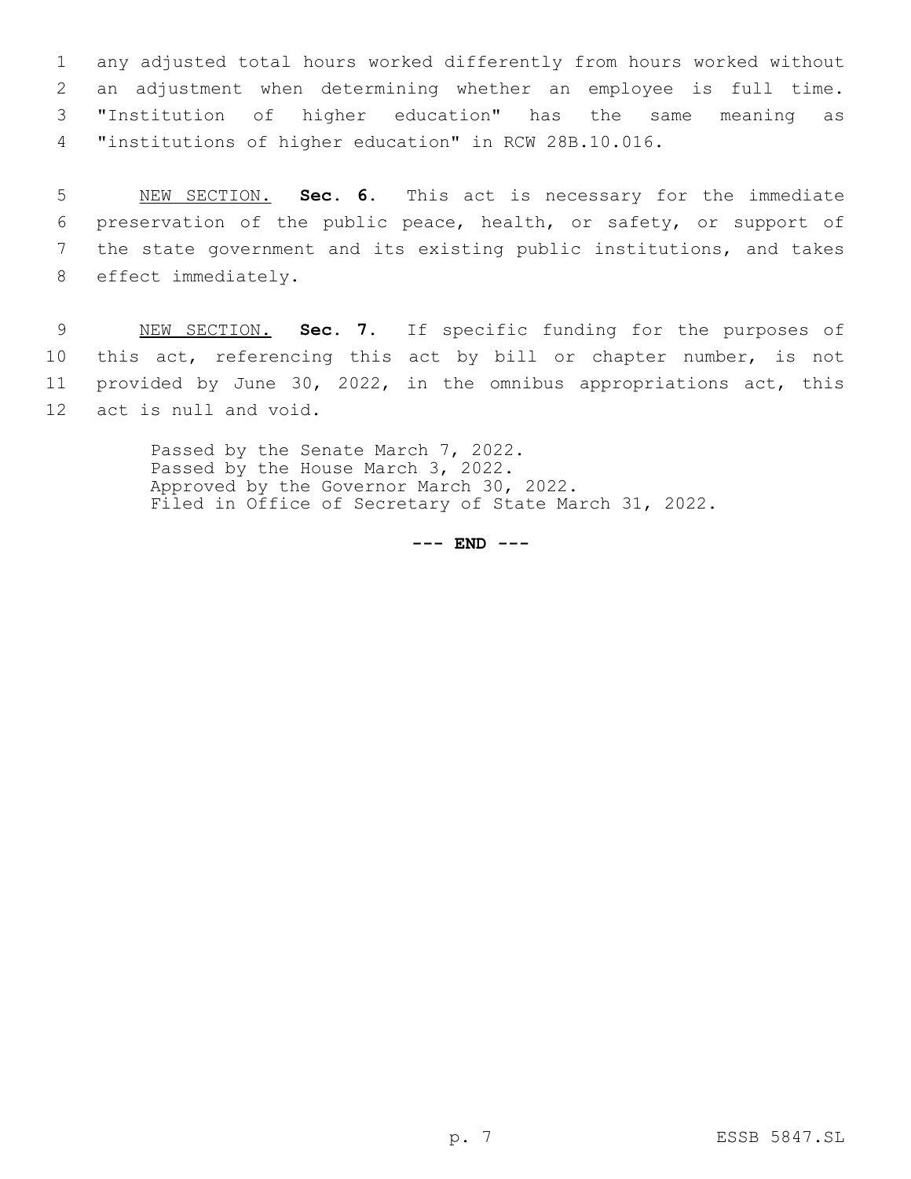any adjusted total hours worked differently from hours worked without an adjustment when determining whether an employee is full time. "Institution of higher education" has the same meaning as "institutions of higher education" in RCW 28B.10.016.

NEW SECTION. **Sec. 6.** This act is necessary for the immediate preservation of the public peace, health, or safety, or support of the state government and its existing public institutions, and takes effect immediately.

NEW SECTION. **Sec. 7.** If specific funding for the purposes of this act, referencing this act by bill or chapter number, is not provided by June 30, 2022, in the omnibus appropriations act, this act is null and void.

Passed by the Senate March 7, 2022.
Passed by the House March 3, 2022.
Approved by the Governor March 30, 2022.
Filed in Office of Secretary of State March 31, 2022.

**--- END ---**